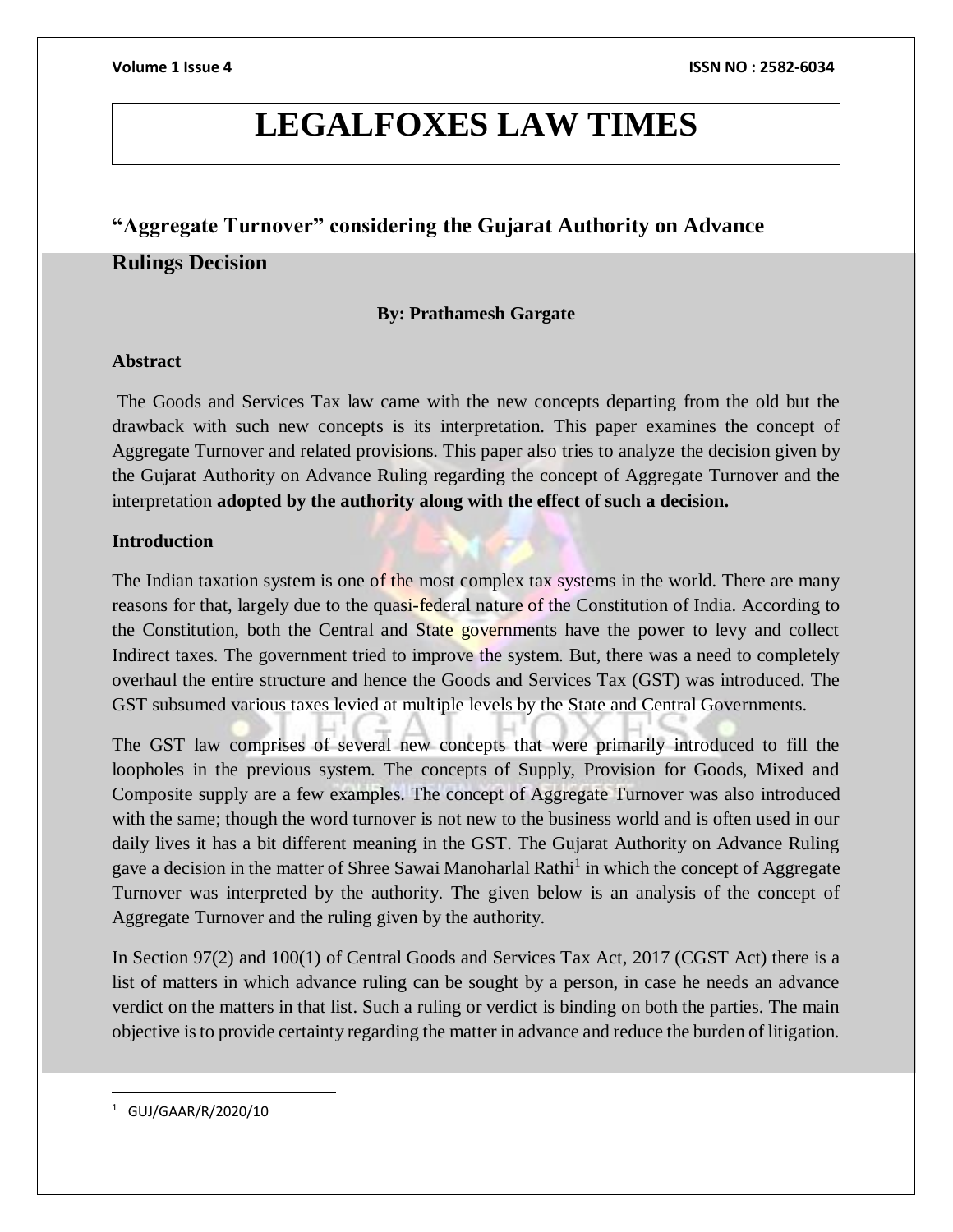# LEGALFOXES LAW TIMES

## “Aggregate Turnover” considering the Gujarat Authority on Advance Rulings Decision

**By: Prathamesh Gargate**

**Abstract**

The Goods and Services Tax law came with the new concepts departing from the old but the drawback with such new concepts is its interpretation. This paper examines the concept of Aggregate Turnover and related provisions. This paper also tries to analyze the decision given by the Gujarat Authority on Advance Ruling regarding the concept of Aggregate Turnover and the interpretation **adopted by the authority along with the effect of such a decision.**

**Introduction**

The Indian taxation system is one of the most complex tax systems in the world. There are many reasons for that, largely due to the quasi-federal nature of the Constitution of India. According to the Constitution, both the Central and State governments have the power to levy and collect Indirect taxes. The government tried to improve the system. But, there was a need to completely overhaul the entire structure and hence the Goods and Services Tax (GST) was introduced. The GST subsumed various taxes levied at multiple levels by the State and Central Governments.

The GST law comprises of several new concepts that were primarily introduced to fill the loopholes in the previous system. The concepts of Supply, Provision for Goods, Mixed and Composite supply are a few examples. The concept of Aggregate Turnover was also introduced with the same; though the word turnover is not new to the business world and is often used in our daily lives it has a bit different meaning in the GST. The Gujarat Authority on Advance Ruling gave a decision in the matter of Shree Sawai Manoharlal Rathi[1] in which the concept of Aggregate Turnover was interpreted by the authority. The given below is an analysis of the concept of Aggregate Turnover and the ruling given by the authority.

In Section 97(2) and 100(1) of Central Goods and Services Tax Act, 2017 (CGST Act) there is a list of matters in which advance ruling can be sought by a person, in case he needs an advance verdict on the matters in that list. Such a ruling or verdict is binding on both the parties. The main objective is to provide certainty regarding the matter in advance and reduce the burden of litigation.

[1] GUJ/GAAR/R/2020/10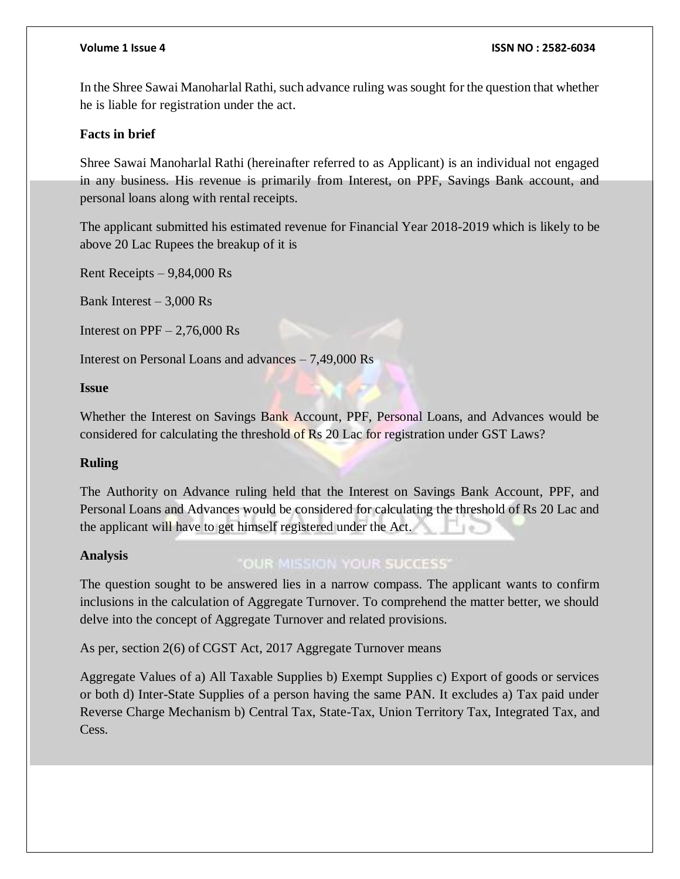In the Shree Sawai Manoharlal Rathi, such advance ruling was sought for the question that whether he is liable for registration under the act.

**Facts in brief**

Shree Sawai Manoharlal Rathi (hereinafter referred to as Applicant) is an individual not engaged in any business. His revenue is primarily from Interest, on PPF, Savings Bank account, and personal loans along with rental receipts.

The applicant submitted his estimated revenue for Financial Year 2018-2019 which is likely to be above 20 Lac Rupees the breakup of it is

Rent Receipts – 9,84,000 Rs

Bank Interest – 3,000 Rs

Interest on PPF – 2,76,000 Rs

Interest on Personal Loans and advances – 7,49,000 Rs

**Issue**

Whether the Interest on Savings Bank Account, PPF, Personal Loans, and Advances would be considered for calculating the threshold of Rs 20 Lac for registration under GST Laws?

**Ruling**

The Authority on Advance ruling held that the Interest on Savings Bank Account, PPF, and Personal Loans and Advances would be considered for calculating the threshold of Rs 20 Lac and the applicant will have to get himself registered under the Act.

**Analysis**

The question sought to be answered lies in a narrow compass. The applicant wants to confirm inclusions in the calculation of Aggregate Turnover. To comprehend the matter better, we should delve into the concept of Aggregate Turnover and related provisions.

As per, section 2(6) of CGST Act, 2017 Aggregate Turnover means

Aggregate Values of a) All Taxable Supplies b) Exempt Supplies c) Export of goods or services or both d) Inter-State Supplies of a person having the same PAN. It excludes a) Tax paid under Reverse Charge Mechanism b) Central Tax, State-Tax, Union Territory Tax, Integrated Tax, and Cess.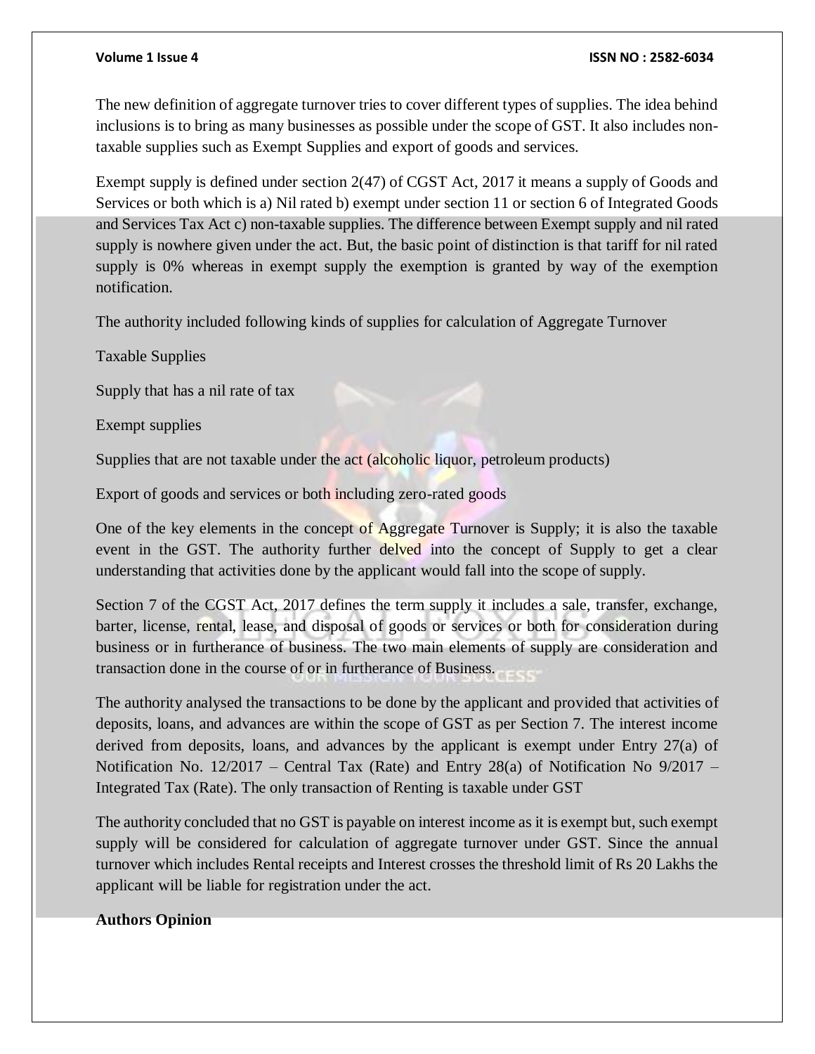The new definition of aggregate turnover tries to cover different types of supplies. The idea behind inclusions is to bring as many businesses as possible under the scope of GST. It also includes non-taxable supplies such as Exempt Supplies and export of goods and services.

Exempt supply is defined under section 2(47) of CGST Act, 2017 it means a supply of Goods and Services or both which is a) Nil rated b) exempt under section 11 or section 6 of Integrated Goods and Services Tax Act c) non-taxable supplies. The difference between Exempt supply and nil rated supply is nowhere given under the act. But, the basic point of distinction is that tariff for nil rated supply is 0% whereas in exempt supply the exemption is granted by way of the exemption notification.

The authority included following kinds of supplies for calculation of Aggregate Turnover

Taxable Supplies

Supply that has a nil rate of tax

Exempt supplies

Supplies that are not taxable under the act (alcoholic liquor, petroleum products)

Export of goods and services or both including zero-rated goods

One of the key elements in the concept of Aggregate Turnover is Supply; it is also the taxable event in the GST. The authority further delved into the concept of Supply to get a clear understanding that activities done by the applicant would fall into the scope of supply.

Section 7 of the CGST Act, 2017 defines the term supply it includes a sale, transfer, exchange, barter, license, rental, lease, and disposal of goods or services or both for consideration during business or in furtherance of business. The two main elements of supply are consideration and transaction done in the course of or in furtherance of Business.

The authority analysed the transactions to be done by the applicant and provided that activities of deposits, loans, and advances are within the scope of GST as per Section 7. The interest income derived from deposits, loans, and advances by the applicant is exempt under Entry 27(a) of Notification No. 12/2017 – Central Tax (Rate) and Entry 28(a) of Notification No 9/2017 – Integrated Tax (Rate). The only transaction of Renting is taxable under GST

The authority concluded that no GST is payable on interest income as it is exempt but, such exempt supply will be considered for calculation of aggregate turnover under GST. Since the annual turnover which includes Rental receipts and Interest crosses the threshold limit of Rs 20 Lakhs the applicant will be liable for registration under the act.

**Authors Opinion**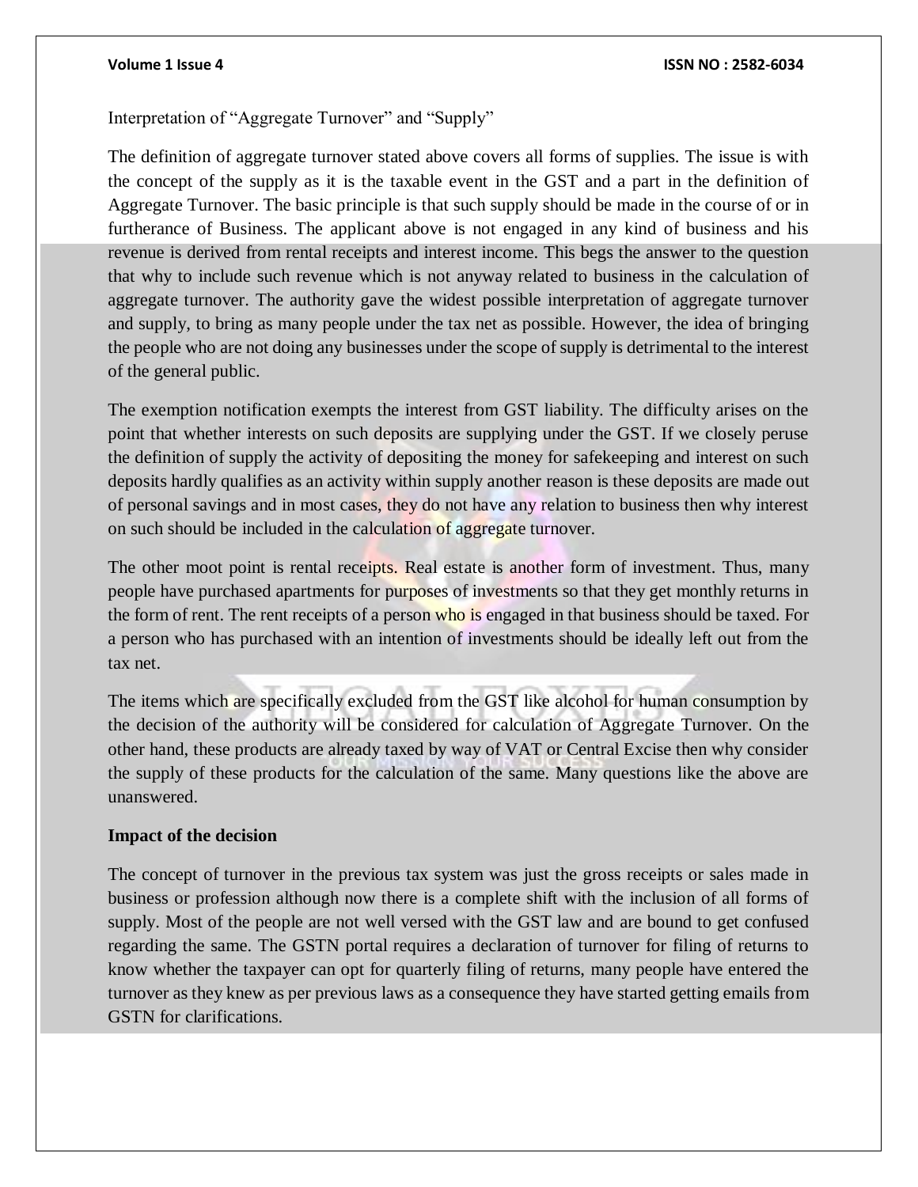Interpretation of "Aggregate Turnover" and "Supply"

The definition of aggregate turnover stated above covers all forms of supplies. The issue is with the concept of the supply as it is the taxable event in the GST and a part in the definition of Aggregate Turnover. The basic principle is that such supply should be made in the course of or in furtherance of Business. The applicant above is not engaged in any kind of business and his revenue is derived from rental receipts and interest income. This begs the answer to the question that why to include such revenue which is not anyway related to business in the calculation of aggregate turnover. The authority gave the widest possible interpretation of aggregate turnover and supply, to bring as many people under the tax net as possible. However, the idea of bringing the people who are not doing any businesses under the scope of supply is detrimental to the interest of the general public.

The exemption notification exempts the interest from GST liability. The difficulty arises on the point that whether interests on such deposits are supplying under the GST. If we closely peruse the definition of supply the activity of depositing the money for safekeeping and interest on such deposits hardly qualifies as an activity within supply another reason is these deposits are made out of personal savings and in most cases, they do not have any relation to business then why interest on such should be included in the calculation of aggregate turnover.

The other moot point is rental receipts. Real estate is another form of investment. Thus, many people have purchased apartments for purposes of investments so that they get monthly returns in the form of rent. The rent receipts of a person who is engaged in that business should be taxed. For a person who has purchased with an intention of investments should be ideally left out from the tax net.

The items which are specifically excluded from the GST like alcohol for human consumption by the decision of the authority will be considered for calculation of Aggregate Turnover. On the other hand, these products are already taxed by way of VAT or Central Excise then why consider the supply of these products for the calculation of the same. Many questions like the above are unanswered.

**Impact of the decision**

The concept of turnover in the previous tax system was just the gross receipts or sales made in business or profession although now there is a complete shift with the inclusion of all forms of supply. Most of the people are not well versed with the GST law and are bound to get confused regarding the same. The GSTN portal requires a declaration of turnover for filing of returns to know whether the taxpayer can opt for quarterly filing of returns, many people have entered the turnover as they knew as per previous laws as a consequence they have started getting emails from GSTN for clarifications.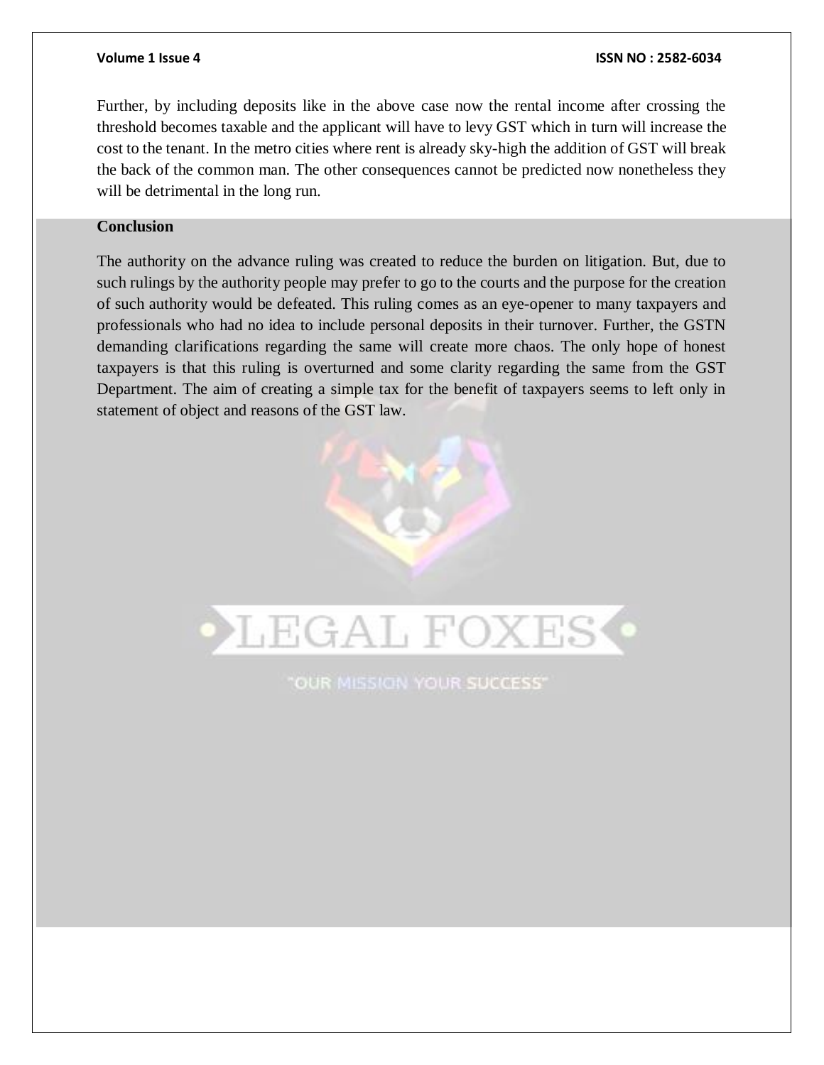Further, by including deposits like in the above case now the rental income after crossing the threshold becomes taxable and the applicant will have to levy GST which in turn will increase the cost to the tenant. In the metro cities where rent is already sky-high the addition of GST will break the back of the common man. The other consequences cannot be predicted now nonetheless they will be detrimental in the long run.

**Conclusion**

The authority on the advance ruling was created to reduce the burden on litigation. But, due to such rulings by the authority people may prefer to go to the courts and the purpose for the creation of such authority would be defeated. This ruling comes as an eye-opener to many taxpayers and professionals who had no idea to include personal deposits in their turnover. Further, the GSTN demanding clarifications regarding the same will create more chaos. The only hope of honest taxpayers is that this ruling is overturned and some clarity regarding the same from the GST Department. The aim of creating a simple tax for the benefit of taxpayers seems to left only in statement of object and reasons of the GST law.